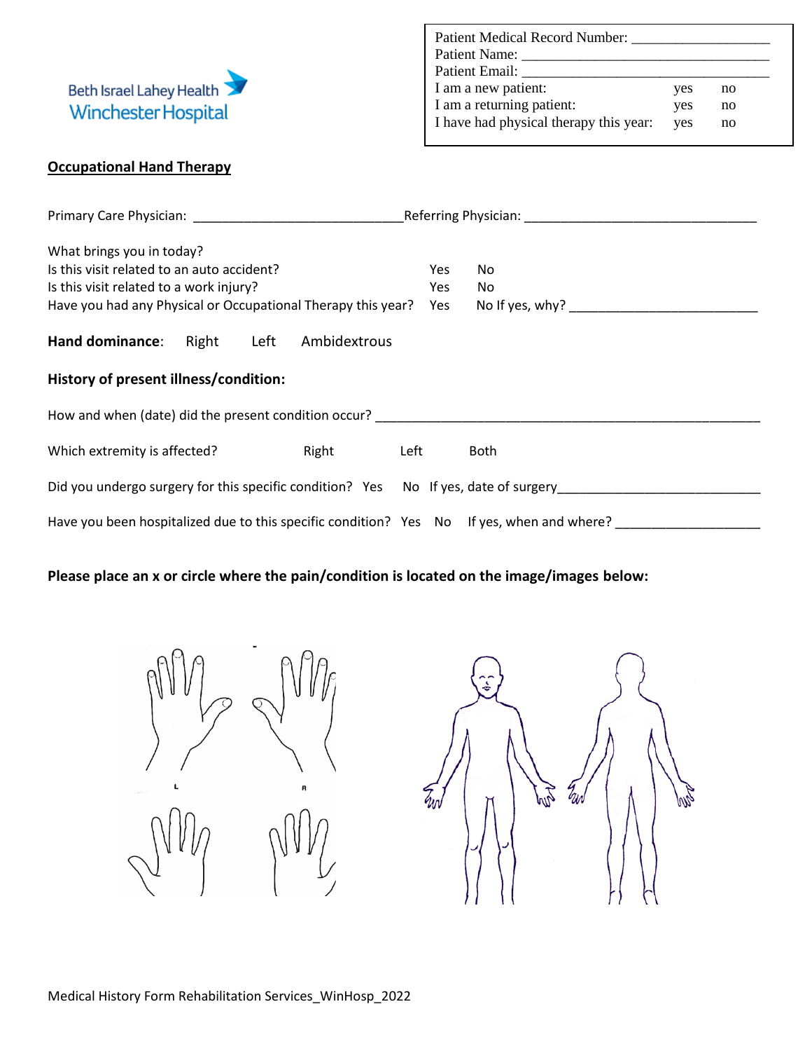Beth Israel Lahey Health
Winchester Hospital

Patient Medical Record Number: ___________________
Patient Name: ___________________________________
Patient Email: ___________________________________
I am a new patient: yes no
I am a returning patient: yes no
I have had physical therapy this year: yes no

## Occupational Hand Therapy

Primary Care Physician: ____________________________ Referring Physician: _______________________________

What brings you in today?
Is this visit related to an auto accident? Yes No
Is this visit related to a work injury? Yes No
Have you had any Physical or Occupational Therapy this year? Yes No If yes, why? _________________________

**Hand dominance**: Right Left Ambidextrous

**History of present illness/condition:**

How and when (date) did the present condition occur? ____________________________________________________

Which extremity is affected? Right Left Both

Did you undergo surgery for this specific condition? Yes No If yes, date of surgery____________________________

Have you been hospitalized due to this specific condition? Yes No If yes, when and where? ____________________

**Please place an x or circle where the pain/condition is located on the image/images below:**

L R

Medical History Form Rehabilitation Services_WinHosp_2022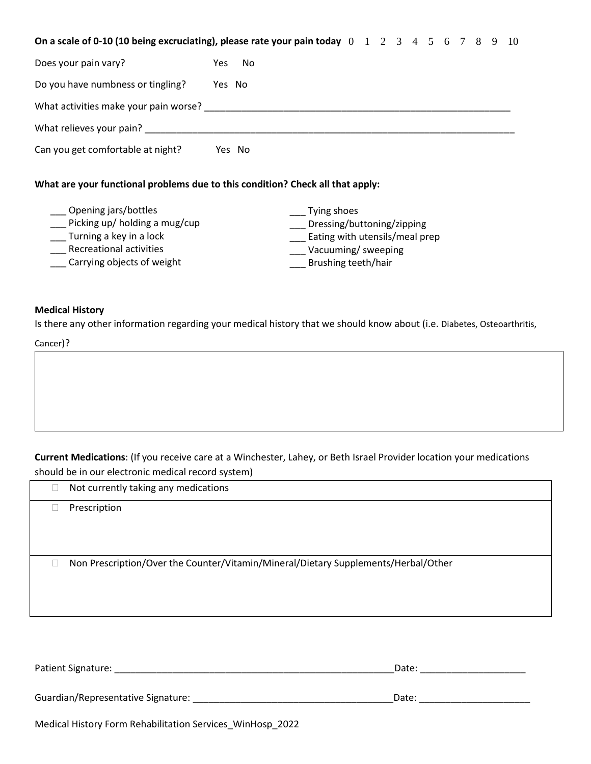**On a scale of 0-10 (10 being excruciating), please rate your pain today** 0 1 2 3 4 5 6 7 8 9 10

Does your pain vary? Yes No

Do you have numbness or tingling? Yes No

What activities make your pain worse? ___________________________________________________________

What relieves your pain? _________________________________________________________________________

Can you get comfortable at night? Yes No

**What are your functional problems due to this condition? Check all that apply:**

- ___ Opening jars/bottles
- ___ Picking up/ holding a mug/cup
- ___ Turning a key in a lock
- ___ Recreational activities
- ___ Carrying objects of weight
- ___ Tying shoes
- ___ Dressing/buttoning/zipping
- ___ Eating with utensils/meal prep
- ___ Vacuuming/ sweeping
- ___ Brushing teeth/hair

**Medical History**

Is there any other information regarding your medical history that we should know about (i.e. Diabetes, Osteoarthritis, Cancer)?

| |
|---|
| |

**Current Medications**: (If you receive care at a Winchester, Lahey, or Beth Israel Provider location your medications should be in our electronic medical record system)

| |
|---|
| ☐ Not currently taking any medications |
| ☐ Prescription |
| ☐ Non Prescription/Over the Counter/Vitamin/Mineral/Dietary Supplements/Herbal/Other |

Patient Signature: _______________________________________________________Date: ____________________

Guardian/Representative Signature: ______________________________________Date: _____________________

Medical History Form Rehabilitation Services_WinHosp_2022